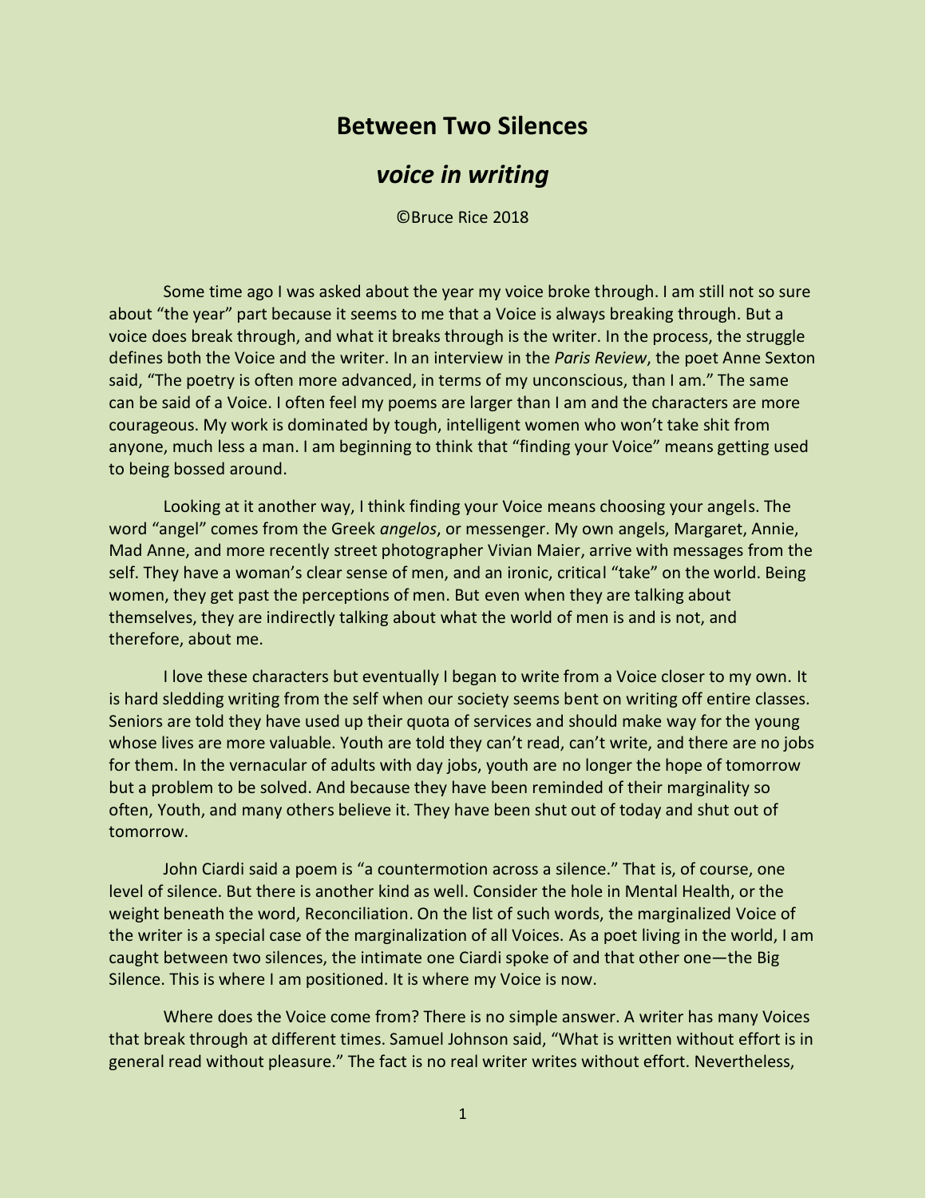# Between Two Silences

## *voice in writing*

©Bruce Rice 2018

Some time ago I was asked about the year my voice broke through. I am still not so sure about "the year" part because it seems to me that a Voice is always breaking through. But a voice does break through, and what it breaks through is the writer. In the process, the struggle defines both the Voice and the writer. In an interview in the *Paris Review*, the poet Anne Sexton said, "The poetry is often more advanced, in terms of my unconscious, than I am." The same can be said of a Voice. I often feel my poems are larger than I am and the characters are more courageous. My work is dominated by tough, intelligent women who won't take shit from anyone, much less a man. I am beginning to think that "finding your Voice" means getting used to being bossed around.

Looking at it another way, I think finding your Voice means choosing your angels. The word "angel" comes from the Greek *angelos*, or messenger. My own angels, Margaret, Annie, Mad Anne, and more recently street photographer Vivian Maier, arrive with messages from the self. They have a woman's clear sense of men, and an ironic, critical "take" on the world. Being women, they get past the perceptions of men. But even when they are talking about themselves, they are indirectly talking about what the world of men is and is not, and therefore, about me.

I love these characters but eventually I began to write from a Voice closer to my own. It is hard sledding writing from the self when our society seems bent on writing off entire classes. Seniors are told they have used up their quota of services and should make way for the young whose lives are more valuable. Youth are told they can't read, can't write, and there are no jobs for them. In the vernacular of adults with day jobs, youth are no longer the hope of tomorrow but a problem to be solved. And because they have been reminded of their marginality so often, Youth, and many others believe it. They have been shut out of today and shut out of tomorrow.

John Ciardi said a poem is "a countermotion across a silence." That is, of course, one level of silence. But there is another kind as well. Consider the hole in Mental Health, or the weight beneath the word, Reconciliation. On the list of such words, the marginalized Voice of the writer is a special case of the marginalization of all Voices. As a poet living in the world, I am caught between two silences, the intimate one Ciardi spoke of and that other one—the Big Silence. This is where I am positioned. It is where my Voice is now.

Where does the Voice come from? There is no simple answer. A writer has many Voices that break through at different times. Samuel Johnson said, "What is written without effort is in general read without pleasure." The fact is no real writer writes without effort. Nevertheless,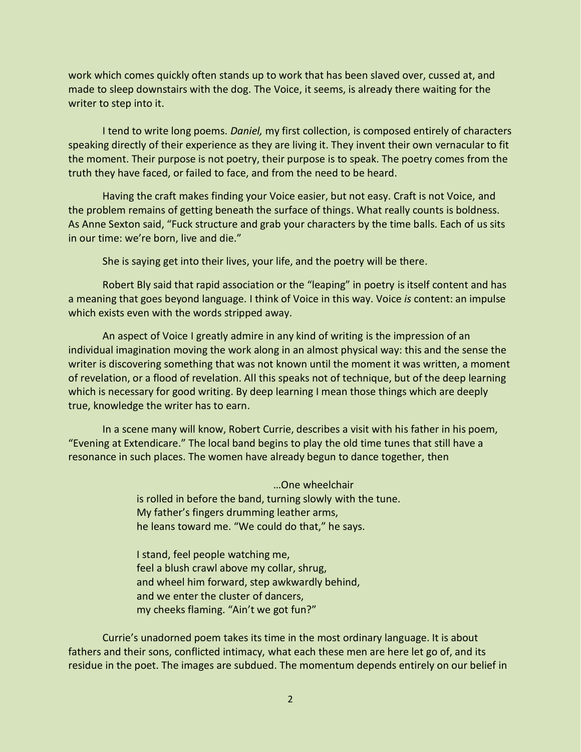work which comes quickly often stands up to work that has been slaved over, cussed at, and made to sleep downstairs with the dog. The Voice, it seems, is already there waiting for the writer to step into it.

I tend to write long poems. *Daniel,* my first collection, is composed entirely of characters speaking directly of their experience as they are living it. They invent their own vernacular to fit the moment. Their purpose is not poetry, their purpose is to speak. The poetry comes from the truth they have faced, or failed to face, and from the need to be heard.

Having the craft makes finding your Voice easier, but not easy. Craft is not Voice, and the problem remains of getting beneath the surface of things. What really counts is boldness. As Anne Sexton said, "Fuck structure and grab your characters by the time balls. Each of us sits in our time: we're born, live and die."

She is saying get into their lives, your life, and the poetry will be there.

Robert Bly said that rapid association or the "leaping" in poetry is itself content and has a meaning that goes beyond language. I think of Voice in this way. Voice *is* content: an impulse which exists even with the words stripped away.

An aspect of Voice I greatly admire in any kind of writing is the impression of an individual imagination moving the work along in an almost physical way: this and the sense the writer is discovering something that was not known until the moment it was written, a moment of revelation, or a flood of revelation. All this speaks not of technique, but of the deep learning which is necessary for good writing. By deep learning I mean those things which are deeply true, knowledge the writer has to earn.

In a scene many will know, Robert Currie, describes a visit with his father in his poem, "Evening at Extendicare." The local band begins to play the old time tunes that still have a resonance in such places. The women have already begun to dance together, then

> …One wheelchair
> is rolled in before the band, turning slowly with the tune.
> My father's fingers drumming leather arms,
> he leans toward me. "We could do that," he says.
>
> I stand, feel people watching me,
> feel a blush crawl above my collar, shrug,
> and wheel him forward, step awkwardly behind,
> and we enter the cluster of dancers,
> my cheeks flaming. "Ain't we got fun?"

Currie's unadorned poem takes its time in the most ordinary language. It is about fathers and their sons, conflicted intimacy, what each these men are here let go of, and its residue in the poet. The images are subdued. The momentum depends entirely on our belief in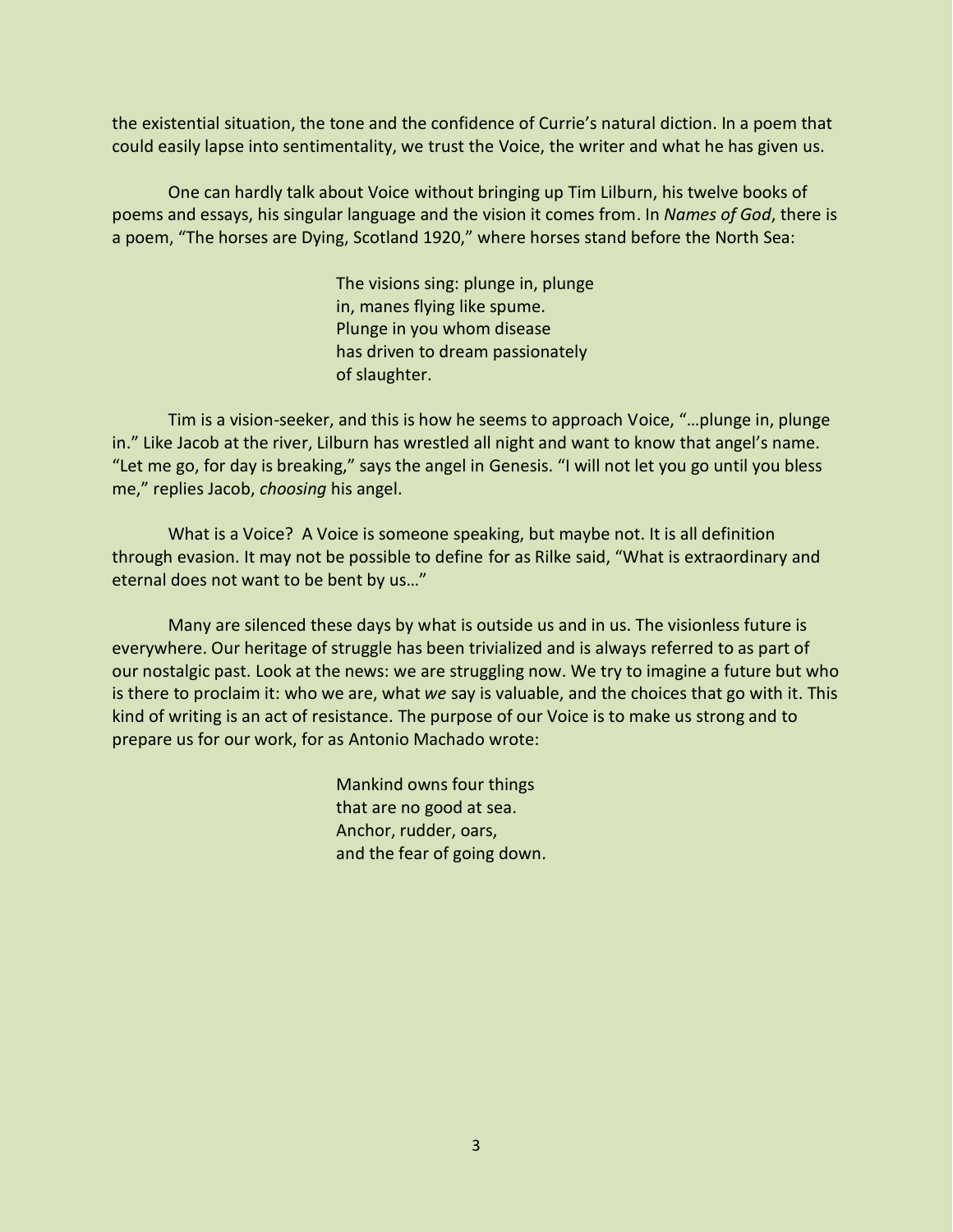the existential situation, the tone and the confidence of Currie's natural diction. In a poem that could easily lapse into sentimentality, we trust the Voice, the writer and what he has given us.

One can hardly talk about Voice without bringing up Tim Lilburn, his twelve books of poems and essays, his singular language and the vision it comes from. In *Names of God*, there is a poem, "The horses are Dying, Scotland 1920," where horses stand before the North Sea:

> The visions sing: plunge in, plunge
> in, manes flying like spume.
> Plunge in you whom disease
> has driven to dream passionately
> of slaughter.

Tim is a vision-seeker, and this is how he seems to approach Voice, "…plunge in, plunge in." Like Jacob at the river, Lilburn has wrestled all night and want to know that angel's name. "Let me go, for day is breaking," says the angel in Genesis. "I will not let you go until you bless me," replies Jacob, *choosing* his angel.

What is a Voice? A Voice is someone speaking, but maybe not. It is all definition through evasion. It may not be possible to define for as Rilke said, "What is extraordinary and eternal does not want to be bent by us…"

Many are silenced these days by what is outside us and in us. The visionless future is everywhere. Our heritage of struggle has been trivialized and is always referred to as part of our nostalgic past. Look at the news: we are struggling now. We try to imagine a future but who is there to proclaim it: who we are, what *we* say is valuable, and the choices that go with it. This kind of writing is an act of resistance. The purpose of our Voice is to make us strong and to prepare us for our work, for as Antonio Machado wrote:

> Mankind owns four things
> that are no good at sea.
> Anchor, rudder, oars,
> and the fear of going down.